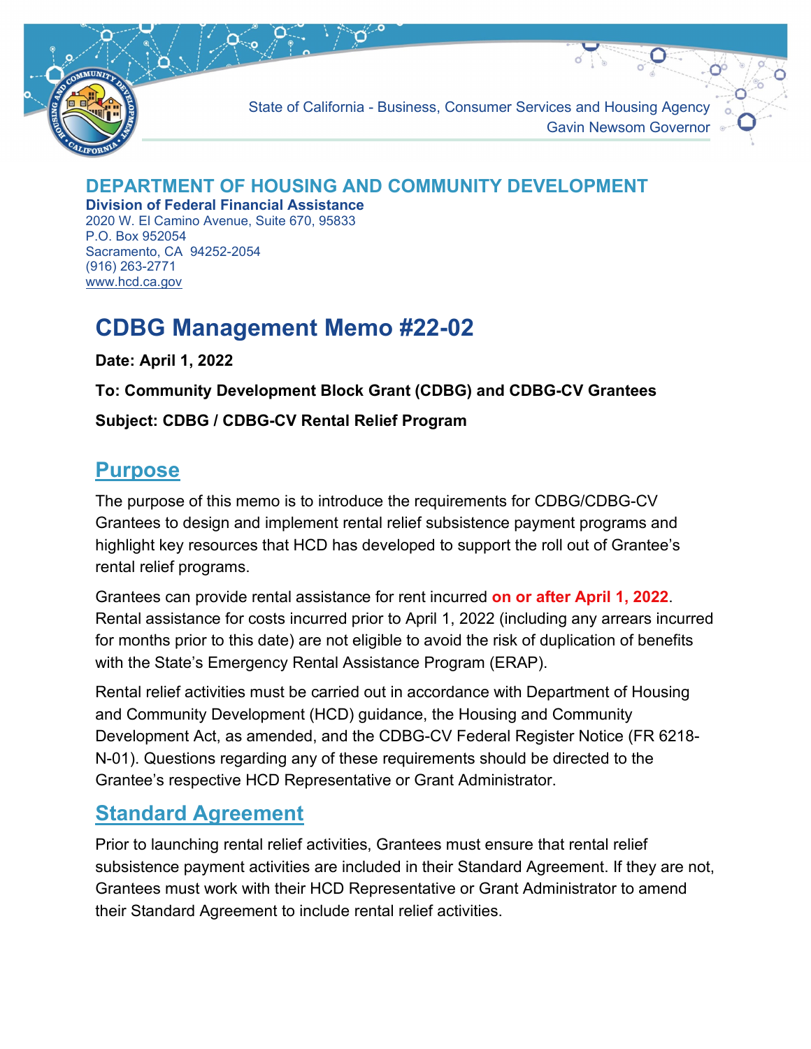State of California - Business, Consumer Services and Housing Agency
Gavin Newsom Governor

## DEPARTMENT OF HOUSING AND COMMUNITY DEVELOPMENT

**Division of Federal Financial Assistance**
2020 W. El Camino Avenue, Suite 670, 95833
P.O. Box 952054
Sacramento, CA 94252-2054
(916) 263-2771
www.hcd.ca.gov

# CDBG Management Memo #22-02

**Date: April 1, 2022**

**To: Community Development Block Grant (CDBG) and CDBG-CV Grantees**

**Subject: CDBG / CDBG-CV Rental Relief Program**

## Purpose

The purpose of this memo is to introduce the requirements for CDBG/CDBG-CV Grantees to design and implement rental relief subsistence payment programs and highlight key resources that HCD has developed to support the roll out of Grantee's rental relief programs.

Grantees can provide rental assistance for rent incurred **on or after April 1, 2022**. Rental assistance for costs incurred prior to April 1, 2022 (including any arrears incurred for months prior to this date) are not eligible to avoid the risk of duplication of benefits with the State's Emergency Rental Assistance Program (ERAP).

Rental relief activities must be carried out in accordance with Department of Housing and Community Development (HCD) guidance, the Housing and Community Development Act, as amended, and the CDBG-CV Federal Register Notice (FR 6218-N-01). Questions regarding any of these requirements should be directed to the Grantee's respective HCD Representative or Grant Administrator.

## Standard Agreement

Prior to launching rental relief activities, Grantees must ensure that rental relief subsistence payment activities are included in their Standard Agreement. If they are not, Grantees must work with their HCD Representative or Grant Administrator to amend their Standard Agreement to include rental relief activities.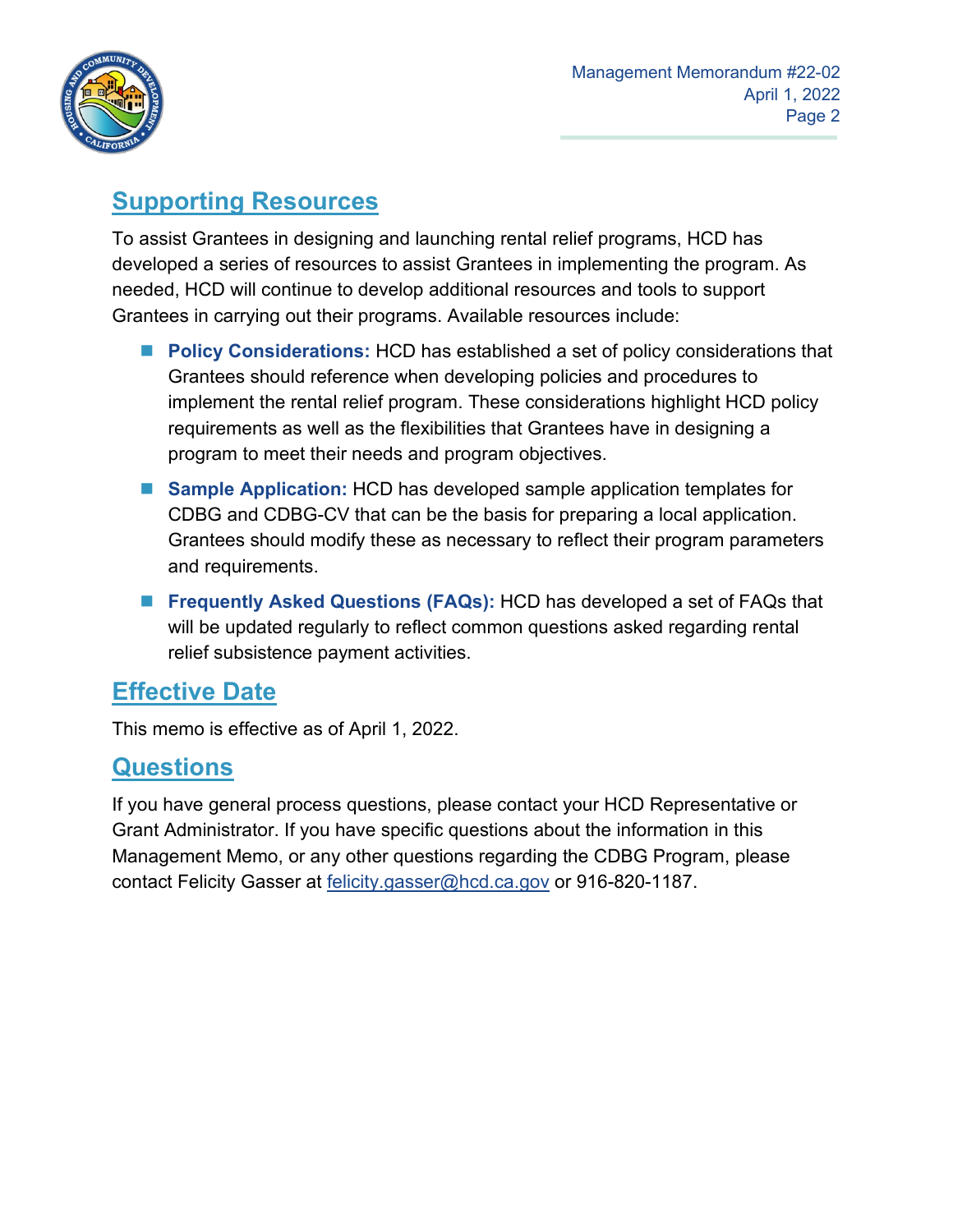## Supporting Resources

To assist Grantees in designing and launching rental relief programs, HCD has developed a series of resources to assist Grantees in implementing the program. As needed, HCD will continue to develop additional resources and tools to support Grantees in carrying out their programs. Available resources include:

- **Policy Considerations:** HCD has established a set of policy considerations that Grantees should reference when developing policies and procedures to implement the rental relief program. These considerations highlight HCD policy requirements as well as the flexibilities that Grantees have in designing a program to meet their needs and program objectives.
- **Sample Application:** HCD has developed sample application templates for CDBG and CDBG-CV that can be the basis for preparing a local application. Grantees should modify these as necessary to reflect their program parameters and requirements.
- **Frequently Asked Questions (FAQs):** HCD has developed a set of FAQs that will be updated regularly to reflect common questions asked regarding rental relief subsistence payment activities.

## Effective Date

This memo is effective as of April 1, 2022.

## Questions

If you have general process questions, please contact your HCD Representative or Grant Administrator. If you have specific questions about the information in this Management Memo, or any other questions regarding the CDBG Program, please contact Felicity Gasser at felicity.gasser@hcd.ca.gov or 916-820-1187.